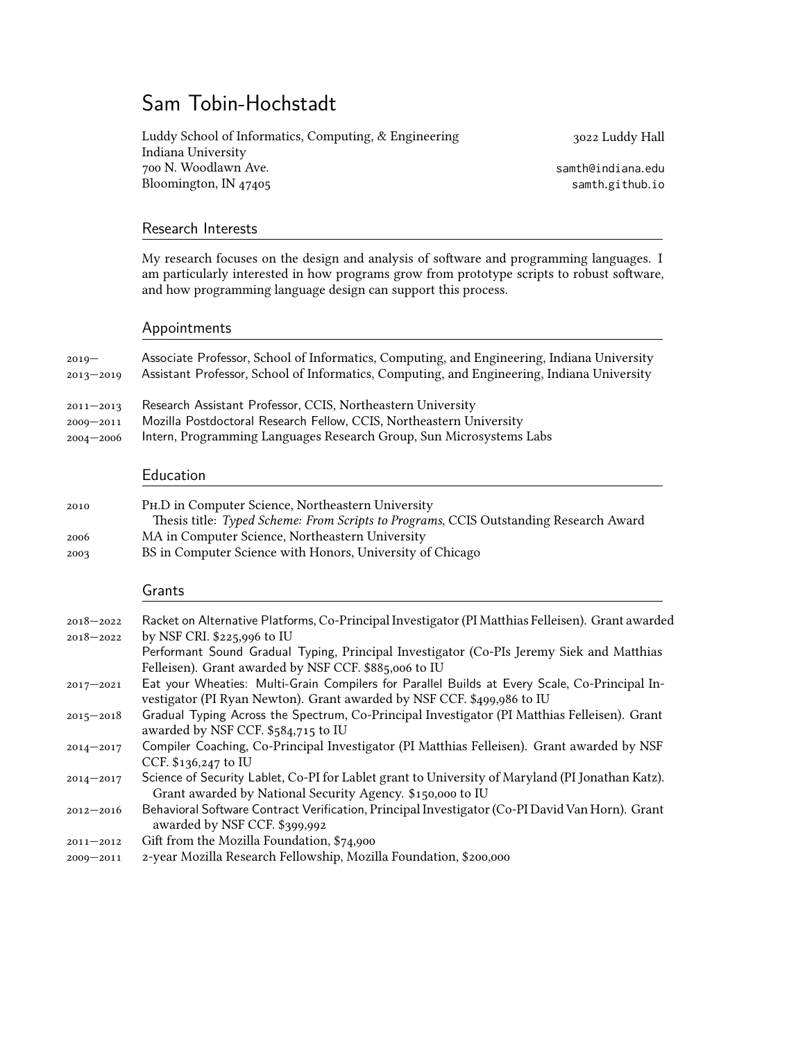# Sam Tobin-Hochstadt

Luddy School of Informatics, Computing, & Engineering
Indiana University
700 N. Woodlawn Ave.
Bloomington, IN 47405

3022 Luddy Hall
samth@indiana.edu
samth.github.io

## Research Interests

My research focuses on the design and analysis of software and programming languages. I am particularly interested in how programs grow from prototype scripts to robust software, and how programming language design can support this process.

## Appointments

- 2019— Associate Professor, School of Informatics, Computing, and Engineering, Indiana University
- 2013—2019 Assistant Professor, School of Informatics, Computing, and Engineering, Indiana University
- 2011—2013 Research Assistant Professor, CCIS, Northeastern University
- 2009—2011 Mozilla Postdoctoral Research Fellow, CCIS, Northeastern University
- 2004—2006 Intern, Programming Languages Research Group, Sun Microsystems Labs

## Education

- 2010 Ph.D in Computer Science, Northeastern University
  Thesis title: *Typed Scheme: From Scripts to Programs*, CCIS Outstanding Research Award
- 2006 MA in Computer Science, Northeastern University
- 2003 BS in Computer Science with Honors, University of Chicago

## Grants

- 2018—2022 Racket on Alternative Platforms, Co-Principal Investigator (PI Matthias Felleisen). Grant awarded by NSF CRI. $225,996 to IU
- 2018—2022 Performant Sound Gradual Typing, Principal Investigator (Co-PIs Jeremy Siek and Matthias Felleisen). Grant awarded by NSF CCF. $885,006 to IU
- 2017—2021 Eat your Wheaties: Multi-Grain Compilers for Parallel Builds at Every Scale, Co-Principal Investigator (PI Ryan Newton). Grant awarded by NSF CCF. $499,986 to IU
- 2015—2018 Gradual Typing Across the Spectrum, Co-Principal Investigator (PI Matthias Felleisen). Grant awarded by NSF CCF. $584,715 to IU
- 2014—2017 Compiler Coaching, Co-Principal Investigator (PI Matthias Felleisen). Grant awarded by NSF CCF. $136,247 to IU
- 2014—2017 Science of Security Lablet, Co-PI for Lablet grant to University of Maryland (PI Jonathan Katz). Grant awarded by National Security Agency. $150,000 to IU
- 2012—2016 Behavioral Software Contract Verification, Principal Investigator (Co-PI David Van Horn). Grant awarded by NSF CCF. $399,992
- 2011—2012 Gift from the Mozilla Foundation, $74,900
- 2009—2011 2-year Mozilla Research Fellowship, Mozilla Foundation, $200,000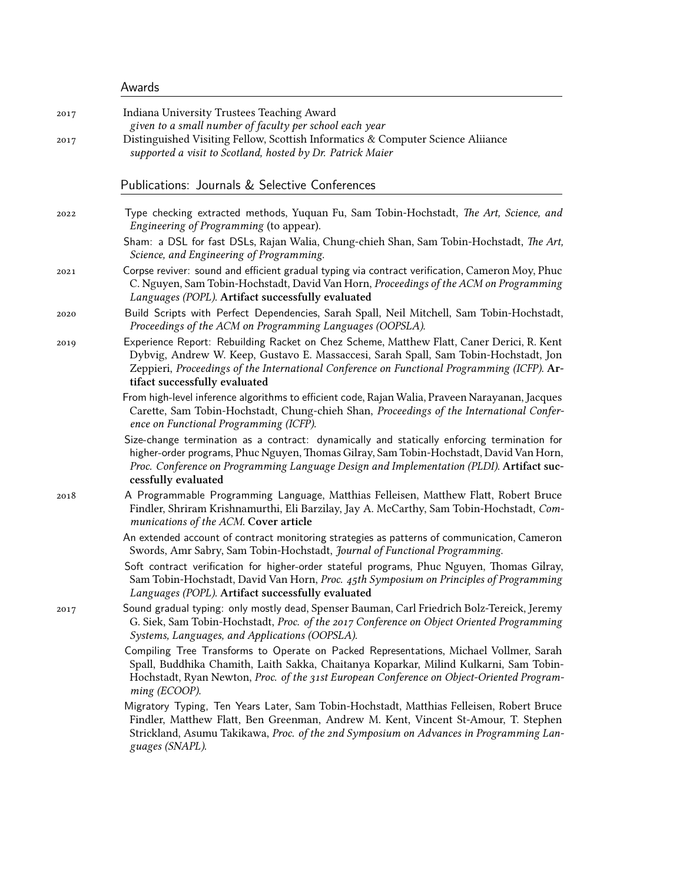## Awards

2017 Indiana University Trustees Teaching Award
*given to a small number of faculty per school each year*

2017 Distinguished Visiting Fellow, Scottish Informatics & Computer Science Aliiance
*supported a visit to Scotland, hosted by Dr. Patrick Maier*

## Publications: Journals & Selective Conferences

**2022**

- Type checking extracted methods, Yuquan Fu, Sam Tobin-Hochstadt, *The Art, Science, and Engineering of Programming* (to appear).
- Sham: a DSL for fast DSLs, Rajan Walia, Chung-chieh Shan, Sam Tobin-Hochstadt, *The Art, Science, and Engineering of Programming.*

**2021**

- Corpse reviver: sound and efficient gradual typing via contract verification, Cameron Moy, Phuc C. Nguyen, Sam Tobin-Hochstadt, David Van Horn, *Proceedings of the ACM on Programming Languages (POPL).* **Artifact successfully evaluated**

**2020**

- Build Scripts with Perfect Dependencies, Sarah Spall, Neil Mitchell, Sam Tobin-Hochstadt, *Proceedings of the ACM on Programming Languages (OOPSLA).*

**2019**

- Experience Report: Rebuilding Racket on Chez Scheme, Matthew Flatt, Caner Derici, R. Kent Dybvig, Andrew W. Keep, Gustavo E. Massaccesi, Sarah Spall, Sam Tobin-Hochstadt, Jon Zeppieri, *Proceedings of the International Conference on Functional Programming (ICFP).* **Artifact successfully evaluated**
- From high-level inference algorithms to efficient code, Rajan Walia, Praveen Narayanan, Jacques Carette, Sam Tobin-Hochstadt, Chung-chieh Shan, *Proceedings of the International Conference on Functional Programming (ICFP).*
- Size-change termination as a contract: dynamically and statically enforcing termination for higher-order programs, Phuc Nguyen, Thomas Gilray, Sam Tobin-Hochstadt, David Van Horn, *Proc. Conference on Programming Language Design and Implementation (PLDI).* **Artifact successfully evaluated**

**2018**

- A Programmable Programming Language, Matthias Felleisen, Matthew Flatt, Robert Bruce Findler, Shriram Krishnamurthi, Eli Barzilay, Jay A. McCarthy, Sam Tobin-Hochstadt, *Communications of the ACM.* **Cover article**
- An extended account of contract monitoring strategies as patterns of communication, Cameron Swords, Amr Sabry, Sam Tobin-Hochstadt, *Journal of Functional Programming.*
- Soft contract verification for higher-order stateful programs, Phuc Nguyen, Thomas Gilray, Sam Tobin-Hochstadt, David Van Horn, *Proc. 45th Symposium on Principles of Programming Languages (POPL).* **Artifact successfully evaluated**

**2017**

- Sound gradual typing: only mostly dead, Spenser Bauman, Carl Friedrich Bolz-Tereick, Jeremy G. Siek, Sam Tobin-Hochstadt, *Proc. of the 2017 Conference on Object Oriented Programming Systems, Languages, and Applications (OOPSLA).*
- Compiling Tree Transforms to Operate on Packed Representations, Michael Vollmer, Sarah Spall, Buddhika Chamith, Laith Sakka, Chaitanya Koparkar, Milind Kulkarni, Sam Tobin-Hochstadt, Ryan Newton, *Proc. of the 31st European Conference on Object-Oriented Programming (ECOOP).*
- Migratory Typing, Ten Years Later, Sam Tobin-Hochstadt, Matthias Felleisen, Robert Bruce Findler, Matthew Flatt, Ben Greenman, Andrew M. Kent, Vincent St-Amour, T. Stephen Strickland, Asumu Takikawa, *Proc. of the 2nd Symposium on Advances in Programming Languages (SNAPL).*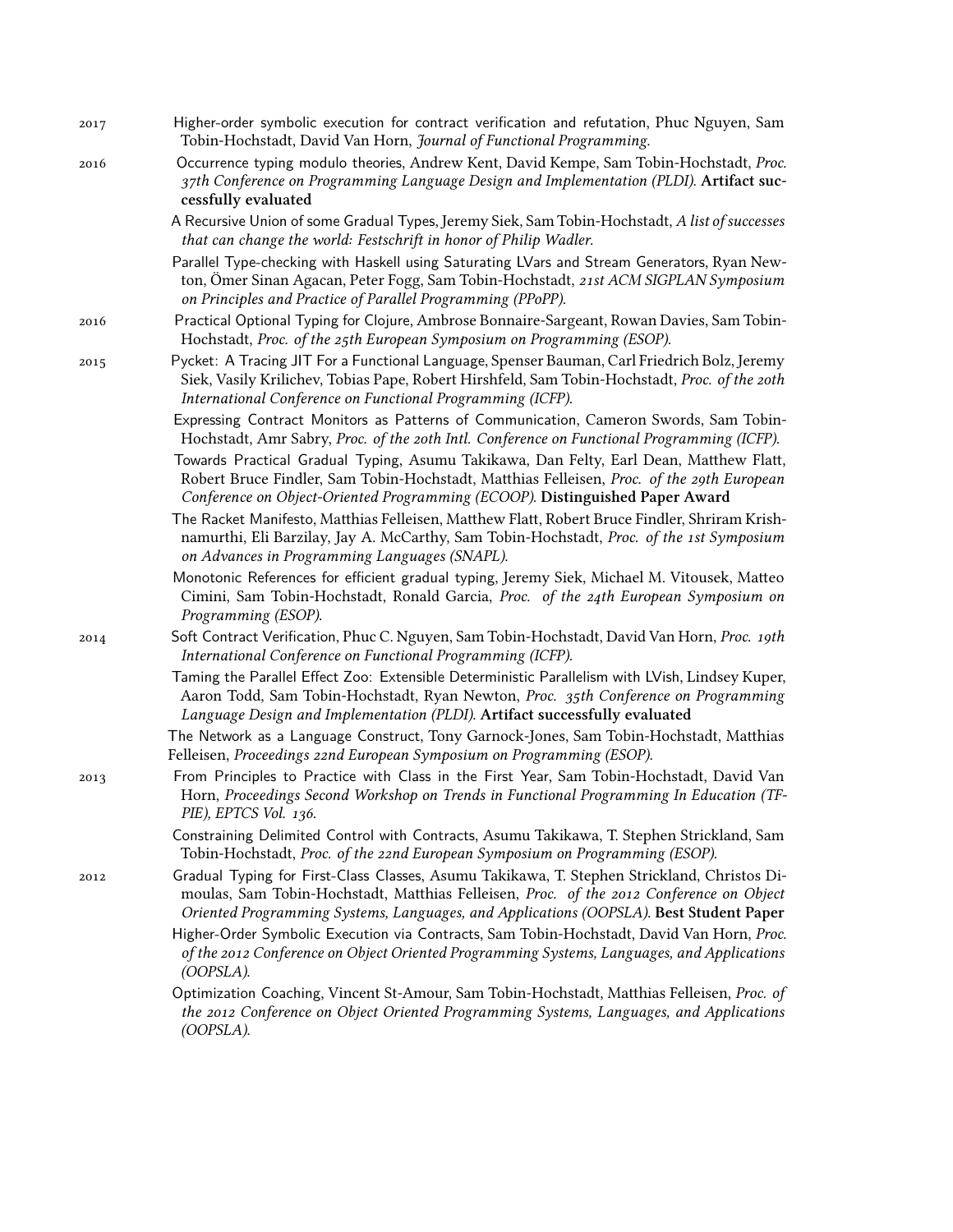2017 Higher-order symbolic execution for contract verification and refutation, Phuc Nguyen, Sam Tobin-Hochstadt, David Van Horn, *Journal of Functional Programming*.

2016 Occurrence typing modulo theories, Andrew Kent, David Kempe, Sam Tobin-Hochstadt, *Proc. 37th Conference on Programming Language Design and Implementation (PLDI)*. **Artifact successfully evaluated**

A Recursive Union of some Gradual Types, Jeremy Siek, Sam Tobin-Hochstadt, *A list of successes that can change the world: Festschrift in honor of Philip Wadler*.

Parallel Type-checking with Haskell using Saturating LVars and Stream Generators, Ryan Newton, Ömer Sinan Agacan, Peter Fogg, Sam Tobin-Hochstadt, *21st ACM SIGPLAN Symposium on Principles and Practice of Parallel Programming (PPoPP)*.

2016 Practical Optional Typing for Clojure, Ambrose Bonnaire-Sargeant, Rowan Davies, Sam Tobin-Hochstadt, *Proc. of the 25th European Symposium on Programming (ESOP)*.

2015 Pycket: A Tracing JIT For a Functional Language, Spenser Bauman, Carl Friedrich Bolz, Jeremy Siek, Vasily Krilichev, Tobias Pape, Robert Hirshfeld, Sam Tobin-Hochstadt, *Proc. of the 20th International Conference on Functional Programming (ICFP)*.

Expressing Contract Monitors as Patterns of Communication, Cameron Swords, Sam Tobin-Hochstadt, Amr Sabry, *Proc. of the 20th Intl. Conference on Functional Programming (ICFP)*.

Towards Practical Gradual Typing, Asumu Takikawa, Dan Felty, Earl Dean, Matthew Flatt, Robert Bruce Findler, Sam Tobin-Hochstadt, Matthias Felleisen, *Proc. of the 29th European Conference on Object-Oriented Programming (ECOOP)*. **Distinguished Paper Award**

The Racket Manifesto, Matthias Felleisen, Matthew Flatt, Robert Bruce Findler, Shriram Krishnamurthi, Eli Barzilay, Jay A. McCarthy, Sam Tobin-Hochstadt, *Proc. of the 1st Symposium on Advances in Programming Languages (SNAPL)*.

Monotonic References for efficient gradual typing, Jeremy Siek, Michael M. Vitousek, Matteo Cimini, Sam Tobin-Hochstadt, Ronald Garcia, *Proc. of the 24th European Symposium on Programming (ESOP)*.

2014 Soft Contract Verification, Phuc C. Nguyen, Sam Tobin-Hochstadt, David Van Horn, *Proc. 19th International Conference on Functional Programming (ICFP)*.

Taming the Parallel Effect Zoo: Extensible Deterministic Parallelism with LVish, Lindsey Kuper, Aaron Todd, Sam Tobin-Hochstadt, Ryan Newton, *Proc. 35th Conference on Programming Language Design and Implementation (PLDI)*. **Artifact successfully evaluated**

The Network as a Language Construct, Tony Garnock-Jones, Sam Tobin-Hochstadt, Matthias Felleisen, *Proceedings 22nd European Symposium on Programming (ESOP)*.

2013 From Principles to Practice with Class in the First Year, Sam Tobin-Hochstadt, David Van Horn, *Proceedings Second Workshop on Trends in Functional Programming In Education (TFPIE), EPTCS Vol. 136*.

Constraining Delimited Control with Contracts, Asumu Takikawa, T. Stephen Strickland, Sam Tobin-Hochstadt, *Proc. of the 22nd European Symposium on Programming (ESOP)*.

2012 Gradual Typing for First-Class Classes, Asumu Takikawa, T. Stephen Strickland, Christos Dimoulas, Sam Tobin-Hochstadt, Matthias Felleisen, *Proc. of the 2012 Conference on Object Oriented Programming Systems, Languages, and Applications (OOPSLA)*. **Best Student Paper**

Higher-Order Symbolic Execution via Contracts, Sam Tobin-Hochstadt, David Van Horn, *Proc. of the 2012 Conference on Object Oriented Programming Systems, Languages, and Applications (OOPSLA)*.

Optimization Coaching, Vincent St-Amour, Sam Tobin-Hochstadt, Matthias Felleisen, *Proc. of the 2012 Conference on Object Oriented Programming Systems, Languages, and Applications (OOPSLA)*.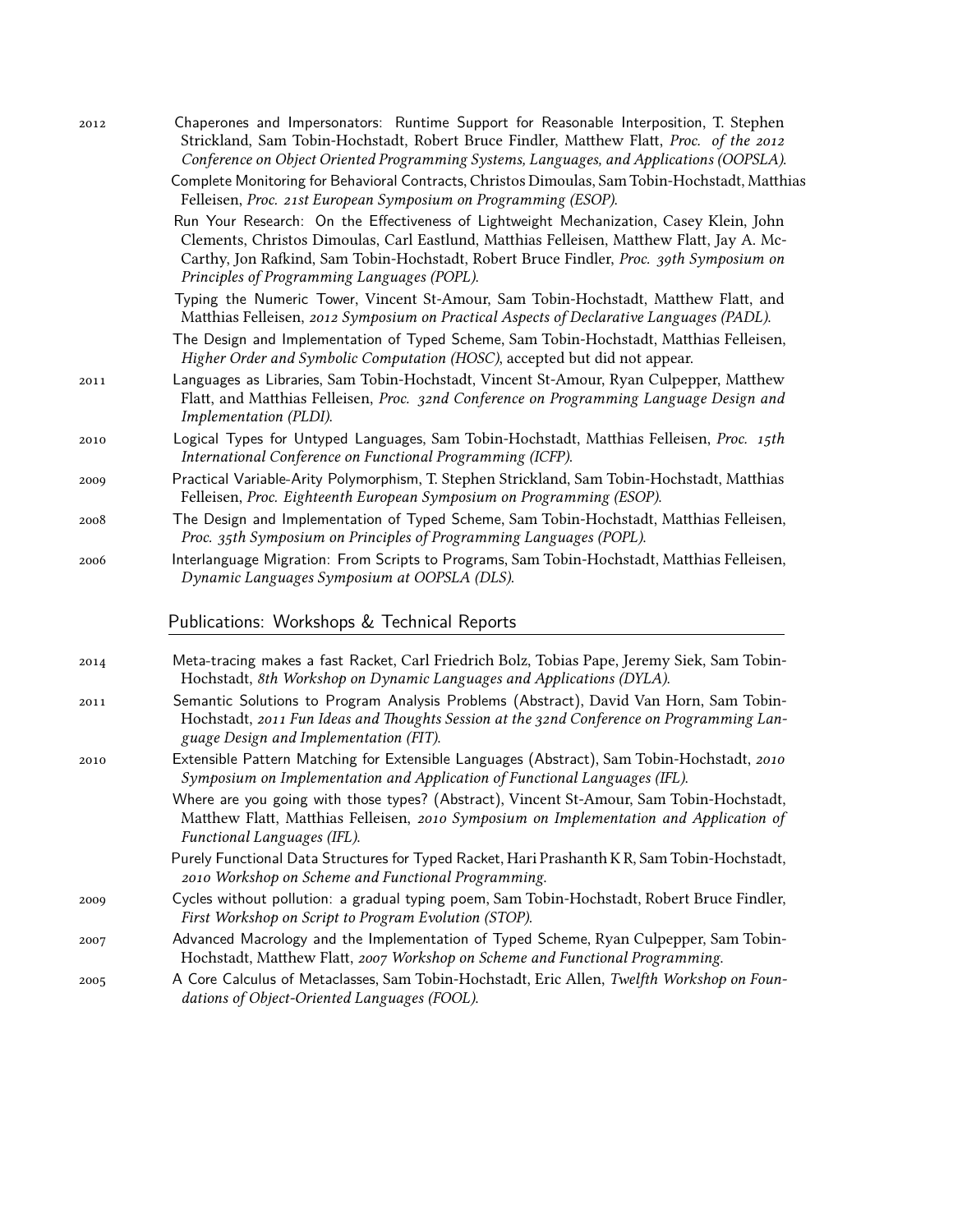2012 Chaperones and Impersonators: Runtime Support for Reasonable Interposition, T. Stephen Strickland, Sam Tobin-Hochstadt, Robert Bruce Findler, Matthew Flatt, *Proc. of the 2012 Conference on Object Oriented Programming Systems, Languages, and Applications (OOPSLA).*

Complete Monitoring for Behavioral Contracts, Christos Dimoulas, Sam Tobin-Hochstadt, Matthias Felleisen, *Proc. 21st European Symposium on Programming (ESOP).*

Run Your Research: On the Effectiveness of Lightweight Mechanization, Casey Klein, John Clements, Christos Dimoulas, Carl Eastlund, Matthias Felleisen, Matthew Flatt, Jay A. McCarthy, Jon Rafkind, Sam Tobin-Hochstadt, Robert Bruce Findler, *Proc. 39th Symposium on Principles of Programming Languages (POPL).*

Typing the Numeric Tower, Vincent St-Amour, Sam Tobin-Hochstadt, Matthew Flatt, and Matthias Felleisen, *2012 Symposium on Practical Aspects of Declarative Languages (PADL).*

The Design and Implementation of Typed Scheme, Sam Tobin-Hochstadt, Matthias Felleisen, *Higher Order and Symbolic Computation (HOSC)*, accepted but did not appear.

2011 Languages as Libraries, Sam Tobin-Hochstadt, Vincent St-Amour, Ryan Culpepper, Matthew Flatt, and Matthias Felleisen, *Proc. 32nd Conference on Programming Language Design and Implementation (PLDI).*

2010 Logical Types for Untyped Languages, Sam Tobin-Hochstadt, Matthias Felleisen, *Proc. 15th International Conference on Functional Programming (ICFP).*

2009 Practical Variable-Arity Polymorphism, T. Stephen Strickland, Sam Tobin-Hochstadt, Matthias Felleisen, *Proc. Eighteenth European Symposium on Programming (ESOP).*

2008 The Design and Implementation of Typed Scheme, Sam Tobin-Hochstadt, Matthias Felleisen, *Proc. 35th Symposium on Principles of Programming Languages (POPL).*

2006 Interlanguage Migration: From Scripts to Programs, Sam Tobin-Hochstadt, Matthias Felleisen, *Dynamic Languages Symposium at OOPSLA (DLS).*

## Publications: Workshops & Technical Reports

2014 Meta-tracing makes a fast Racket, Carl Friedrich Bolz, Tobias Pape, Jeremy Siek, Sam Tobin-Hochstadt, *8th Workshop on Dynamic Languages and Applications (DYLA).*

2011 Semantic Solutions to Program Analysis Problems (Abstract), David Van Horn, Sam Tobin-Hochstadt, *2011 Fun Ideas and Thoughts Session at the 32nd Conference on Programming Language Design and Implementation (FIT).*

2010 Extensible Pattern Matching for Extensible Languages (Abstract), Sam Tobin-Hochstadt, *2010 Symposium on Implementation and Application of Functional Languages (IFL).*

Where are you going with those types? (Abstract), Vincent St-Amour, Sam Tobin-Hochstadt, Matthew Flatt, Matthias Felleisen, *2010 Symposium on Implementation and Application of Functional Languages (IFL).*

Purely Functional Data Structures for Typed Racket, Hari Prashanth K R, Sam Tobin-Hochstadt, *2010 Workshop on Scheme and Functional Programming.*

2009 Cycles without pollution: a gradual typing poem, Sam Tobin-Hochstadt, Robert Bruce Findler, *First Workshop on Script to Program Evolution (STOP).*

2007 Advanced Macrology and the Implementation of Typed Scheme, Ryan Culpepper, Sam Tobin-Hochstadt, Matthew Flatt, *2007 Workshop on Scheme and Functional Programming.*

2005 A Core Calculus of Metaclasses, Sam Tobin-Hochstadt, Eric Allen, *Twelfth Workshop on Foundations of Object-Oriented Languages (FOOL).*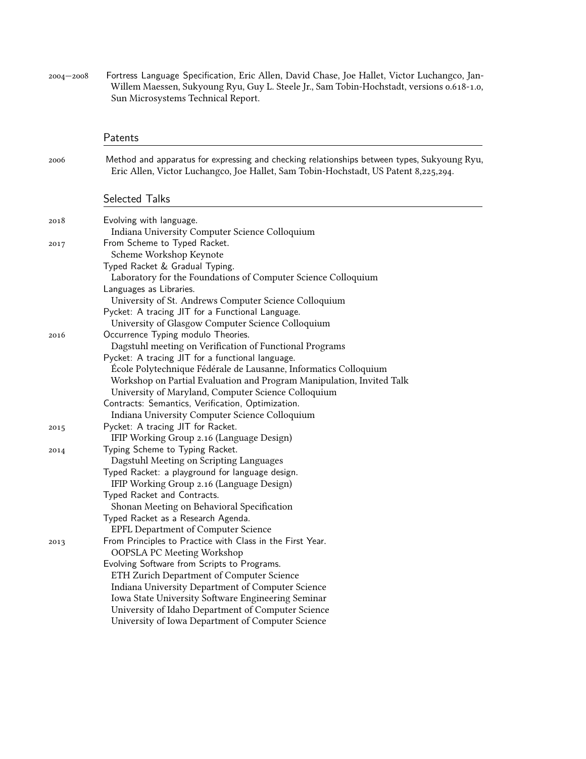2004—2008 Fortress Language Specification, Eric Allen, David Chase, Joe Hallet, Victor Luchangco, Jan-Willem Maessen, Sukyoung Ryu, Guy L. Steele Jr., Sam Tobin-Hochstadt, versions 0.618-1.0, Sun Microsystems Technical Report.

## Patents

2006 Method and apparatus for expressing and checking relationships between types, Sukyoung Ryu, Eric Allen, Victor Luchangco, Joe Hallet, Sam Tobin-Hochstadt, US Patent 8,225,294.

## Selected Talks

**2018**

- Evolving with language.
  - Indiana University Computer Science Colloquium

**2017**

- From Scheme to Typed Racket.
  - Scheme Workshop Keynote
- Typed Racket & Gradual Typing.
  - Laboratory for the Foundations of Computer Science Colloquium
- Languages as Libraries.
  - University of St. Andrews Computer Science Colloquium
- Pycket: A tracing JIT for a Functional Language.
  - University of Glasgow Computer Science Colloquium

**2016**

- Occurrence Typing modulo Theories.
  - Dagstuhl meeting on Verification of Functional Programs
- Pycket: A tracing JIT for a functional language.
  - École Polytechnique Fédérale de Lausanne, Informatics Colloquium
  - Workshop on Partial Evaluation and Program Manipulation, Invited Talk
  - University of Maryland, Computer Science Colloquium
- Contracts: Semantics, Verification, Optimization.
  - Indiana University Computer Science Colloquium

**2015**

- Pycket: A tracing JIT for Racket.
  - IFIP Working Group 2.16 (Language Design)

**2014**

- Typing Scheme to Typing Racket.
  - Dagstuhl Meeting on Scripting Languages
- Typed Racket: a playground for language design.
  - IFIP Working Group 2.16 (Language Design)
- Typed Racket and Contracts.
  - Shonan Meeting on Behavioral Specification
- Typed Racket as a Research Agenda.
  - EPFL Department of Computer Science

**2013**

- From Principles to Practice with Class in the First Year.
  - OOPSLA PC Meeting Workshop
- Evolving Software from Scripts to Programs.
  - ETH Zurich Department of Computer Science
  - Indiana University Department of Computer Science
  - Iowa State University Software Engineering Seminar
  - University of Idaho Department of Computer Science
  - University of Iowa Department of Computer Science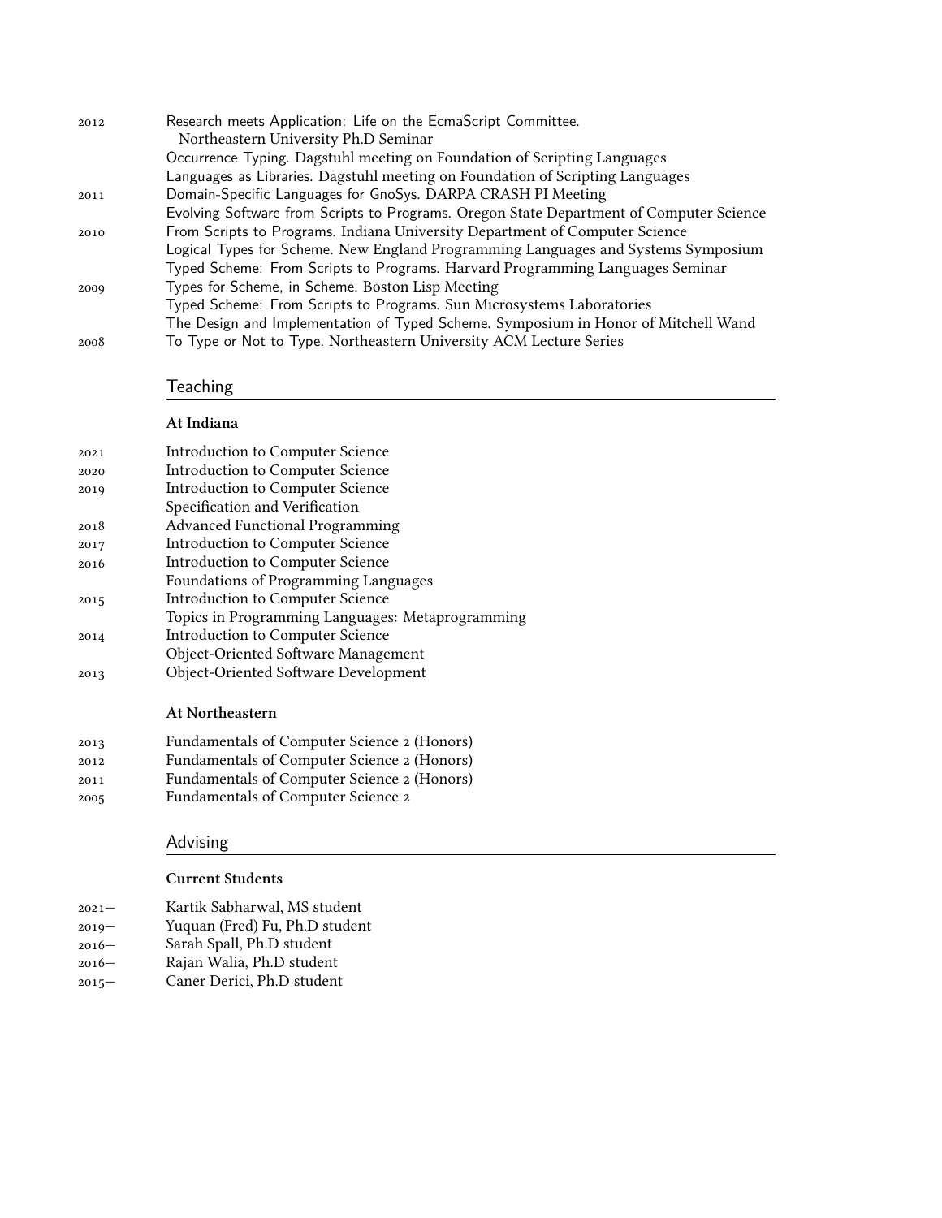2012 Research meets Application: Life on the EcmaScript Committee.
  Northeastern University Ph.D Seminar
  Occurrence Typing. Dagstuhl meeting on Foundation of Scripting Languages
  Languages as Libraries. Dagstuhl meeting on Foundation of Scripting Languages

2011 Domain-Specific Languages for GnoSys. DARPA CRASH PI Meeting
  Evolving Software from Scripts to Programs. Oregon State Department of Computer Science

2010 From Scripts to Programs. Indiana University Department of Computer Science
  Logical Types for Scheme. New England Programming Languages and Systems Symposium
  Typed Scheme: From Scripts to Programs. Harvard Programming Languages Seminar

2009 Types for Scheme, in Scheme. Boston Lisp Meeting
  Typed Scheme: From Scripts to Programs. Sun Microsystems Laboratories
  The Design and Implementation of Typed Scheme. Symposium in Honor of Mitchell Wand

2008 To Type or Not to Type. Northeastern University ACM Lecture Series

## Teaching

### At Indiana

2021 Introduction to Computer Science

2020 Introduction to Computer Science

2019 Introduction to Computer Science
  Specification and Verification

2018 Advanced Functional Programming

2017 Introduction to Computer Science

2016 Introduction to Computer Science
  Foundations of Programming Languages

2015 Introduction to Computer Science
  Topics in Programming Languages: Metaprogramming

2014 Introduction to Computer Science
  Object-Oriented Software Management

2013 Object-Oriented Software Development

### At Northeastern

2013 Fundamentals of Computer Science 2 (Honors)

2012 Fundamentals of Computer Science 2 (Honors)

2011 Fundamentals of Computer Science 2 (Honors)

2005 Fundamentals of Computer Science 2

## Advising

### Current Students

2021– Kartik Sabharwal, MS student

2019– Yuquan (Fred) Fu, Ph.D student

2016– Sarah Spall, Ph.D student

2016– Rajan Walia, Ph.D student

2015– Caner Derici, Ph.D student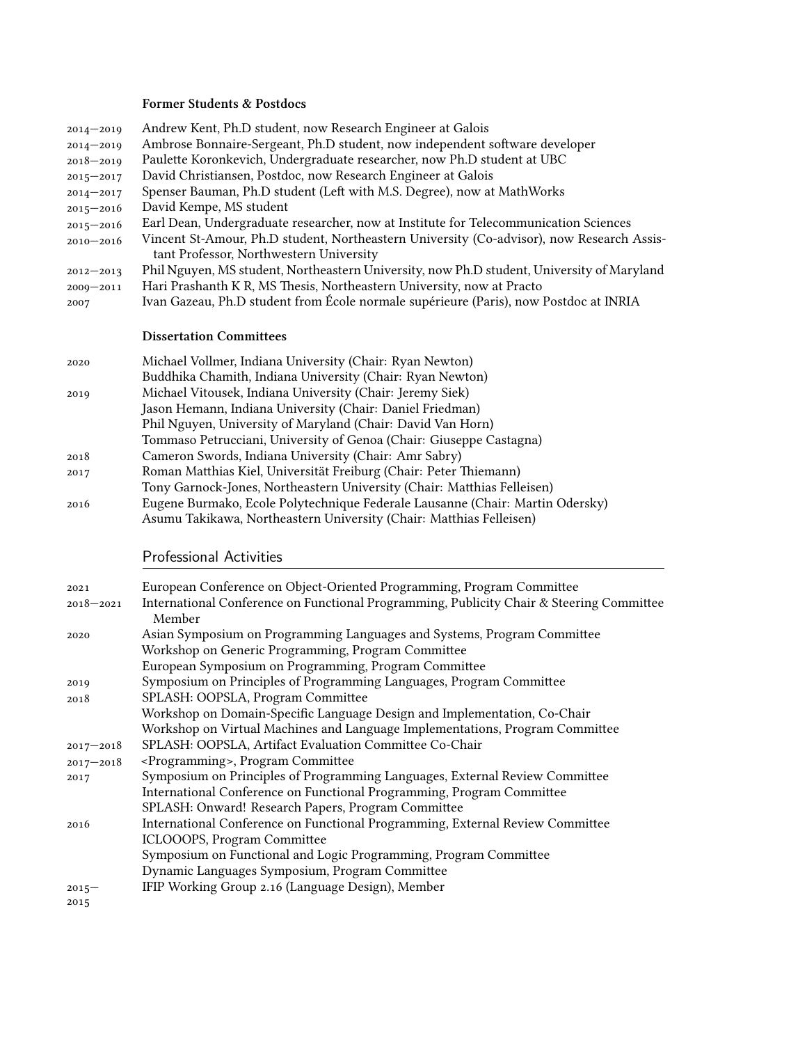### Former Students & Postdocs

| | |
|---|---|
| 2014–2019 | Andrew Kent, Ph.D student, now Research Engineer at Galois |
| 2014–2019 | Ambrose Bonnaire-Sergeant, Ph.D student, now independent software developer |
| 2018–2019 | Paulette Koronkevich, Undergraduate researcher, now Ph.D student at UBC |
| 2015–2017 | David Christiansen, Postdoc, now Research Engineer at Galois |
| 2014–2017 | Spenser Bauman, Ph.D student (Left with M.S. Degree), now at MathWorks |
| 2015–2016 | David Kempe, MS student |
| 2015–2016 | Earl Dean, Undergraduate researcher, now at Institute for Telecommunication Sciences |
| 2010–2016 | Vincent St-Amour, Ph.D student, Northeastern University (Co-advisor), now Research Assistant Professor, Northwestern University |
| 2012–2013 | Phil Nguyen, MS student, Northeastern University, now Ph.D student, University of Maryland |
| 2009–2011 | Hari Prashanth K R, MS Thesis, Northeastern University, now at Practo |
| 2007 | Ivan Gazeau, Ph.D student from École normale supérieure (Paris), now Postdoc at INRIA |

### Dissertation Committees

| | |
|---|---|
| 2020 | Michael Vollmer, Indiana University (Chair: Ryan Newton) |
| | Buddhika Chamith, Indiana University (Chair: Ryan Newton) |
| 2019 | Michael Vitousek, Indiana University (Chair: Jeremy Siek) |
| | Jason Hemann, Indiana University (Chair: Daniel Friedman) |
| | Phil Nguyen, University of Maryland (Chair: David Van Horn) |
| | Tommaso Petrucciani, University of Genoa (Chair: Giuseppe Castagna) |
| 2018 | Cameron Swords, Indiana University (Chair: Amr Sabry) |
| 2017 | Roman Matthias Kiel, Universität Freiburg (Chair: Peter Thiemann) |
| | Tony Garnock-Jones, Northeastern University (Chair: Matthias Felleisen) |
| 2016 | Eugene Burmako, Ecole Polytechnique Federale Lausanne (Chair: Martin Odersky) |
| | Asumu Takikawa, Northeastern University (Chair: Matthias Felleisen) |

## Professional Activities

| | |
|---|---|
| 2021 | European Conference on Object-Oriented Programming, Program Committee |
| 2018–2021 | International Conference on Functional Programming, Publicity Chair & Steering Committee Member |
| 2020 | Asian Symposium on Programming Languages and Systems, Program Committee |
| | Workshop on Generic Programming, Program Committee |
| | European Symposium on Programming, Program Committee |
| 2019 | Symposium on Principles of Programming Languages, Program Committee |
| 2018 | SPLASH: OOPSLA, Program Committee |
| | Workshop on Domain-Specific Language Design and Implementation, Co-Chair |
| | Workshop on Virtual Machines and Language Implementations, Program Committee |
| 2017–2018 | SPLASH: OOPSLA, Artifact Evaluation Committee Co-Chair |
| 2017–2018 | <Programming>, Program Committee |
| 2017 | Symposium on Principles of Programming Languages, External Review Committee |
| | International Conference on Functional Programming, Program Committee |
| | SPLASH: Onward! Research Papers, Program Committee |
| 2016 | International Conference on Functional Programming, External Review Committee |
| | ICLOOOPS, Program Committee |
| | Symposium on Functional and Logic Programming, Program Committee |
| | Dynamic Languages Symposium, Program Committee |
| 2015– | IFIP Working Group 2.16 (Language Design), Member |
| 2015 | |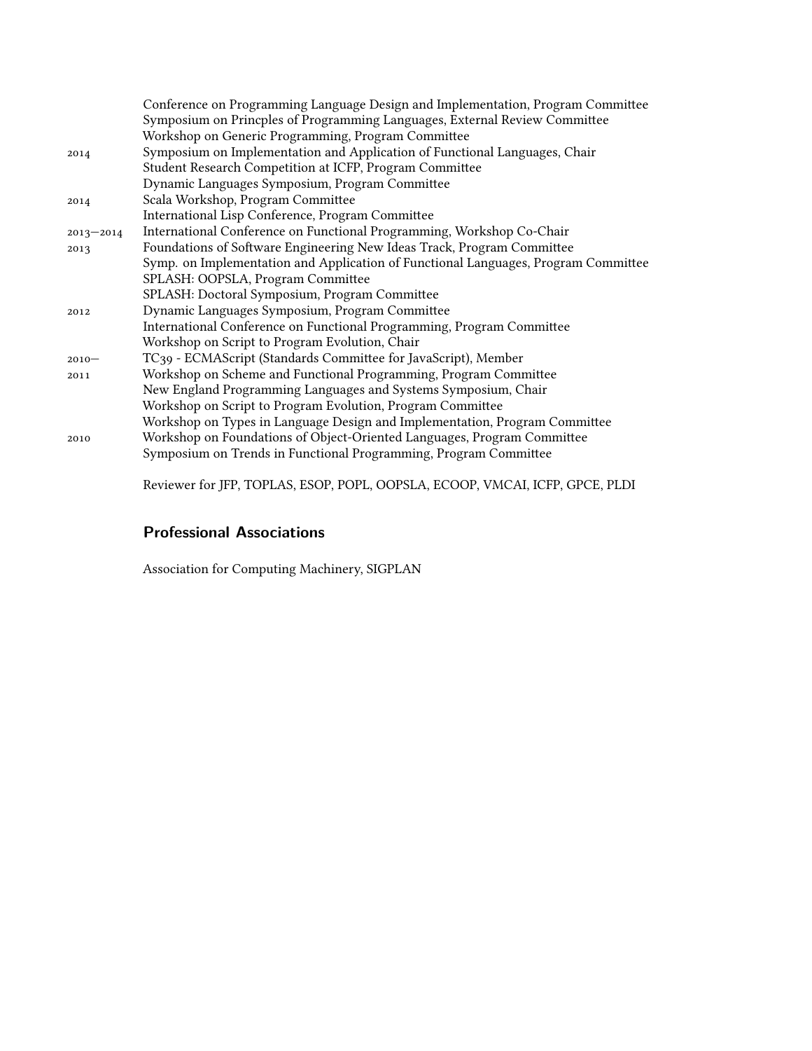| | |
|---|---|
| | Conference on Programming Language Design and Implementation, Program Committee |
| | Symposium on Princples of Programming Languages, External Review Committee |
| | Workshop on Generic Programming, Program Committee |
| 2014 | Symposium on Implementation and Application of Functional Languages, Chair |
| | Student Research Competition at ICFP, Program Committee |
| | Dynamic Languages Symposium, Program Committee |
| 2014 | Scala Workshop, Program Committee |
| | International Lisp Conference, Program Committee |
| 2013—2014 | International Conference on Functional Programming, Workshop Co-Chair |
| 2013 | Foundations of Software Engineering New Ideas Track, Program Committee |
| | Symp. on Implementation and Application of Functional Languages, Program Committee |
| | SPLASH: OOPSLA, Program Committee |
| | SPLASH: Doctoral Symposium, Program Committee |
| 2012 | Dynamic Languages Symposium, Program Committee |
| | International Conference on Functional Programming, Program Committee |
| | Workshop on Script to Program Evolution, Chair |
| 2010— | TC39 - ECMAScript (Standards Committee for JavaScript), Member |
| 2011 | Workshop on Scheme and Functional Programming, Program Committee |
| | New England Programming Languages and Systems Symposium, Chair |
| | Workshop on Script to Program Evolution, Program Committee |
| | Workshop on Types in Language Design and Implementation, Program Committee |
| 2010 | Workshop on Foundations of Object-Oriented Languages, Program Committee |
| | Symposium on Trends in Functional Programming, Program Committee |

Reviewer for JFP, TOPLAS, ESOP, POPL, OOPSLA, ECOOP, VMCAI, ICFP, GPCE, PLDI

## Professional Associations

Association for Computing Machinery, SIGPLAN